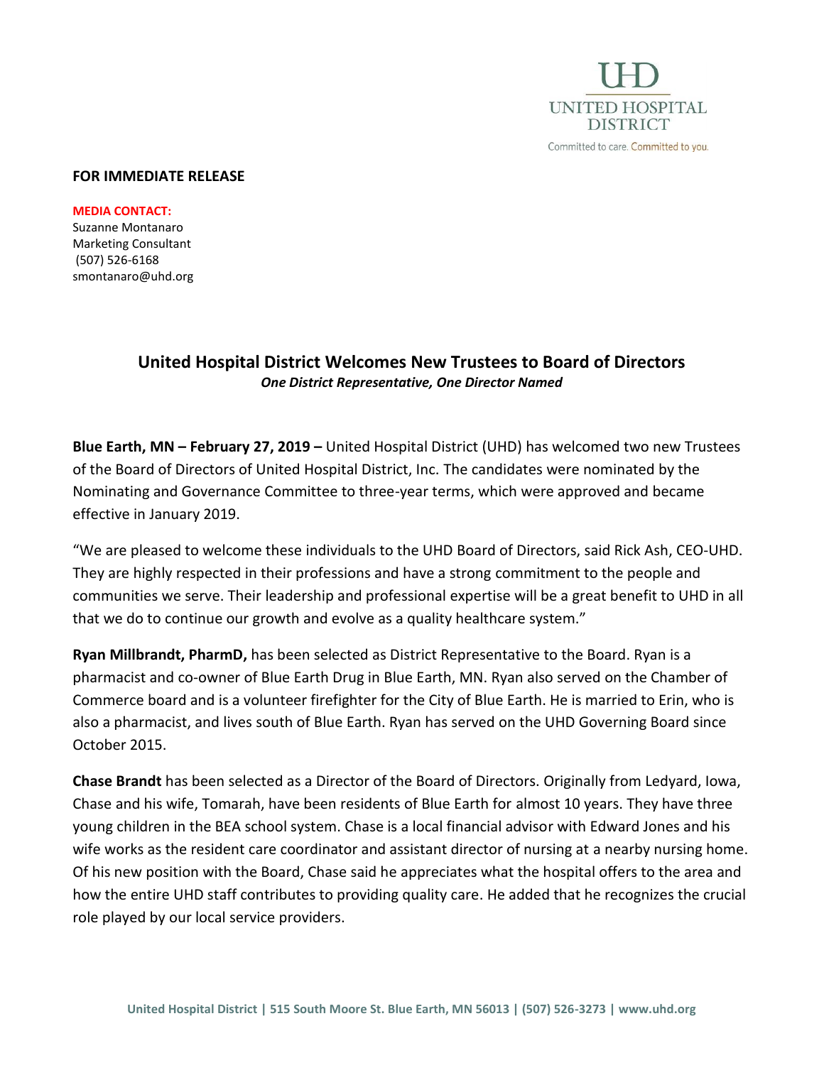UHD
UNITED HOSPITAL DISTRICT
Committed to care. Committed to you.

**FOR IMMEDIATE RELEASE**

**MEDIA CONTACT:**
Suzanne Montanaro
Marketing Consultant
(507) 526-6168
smontanaro@uhd.org

# United Hospital District Welcomes New Trustees to Board of Directors

***One District Representative, One Director Named***

**Blue Earth, MN – February 27, 2019 –** United Hospital District (UHD) has welcomed two new Trustees of the Board of Directors of United Hospital District, Inc. The candidates were nominated by the Nominating and Governance Committee to three-year terms, which were approved and became effective in January 2019.

"We are pleased to welcome these individuals to the UHD Board of Directors, said Rick Ash, CEO-UHD. They are highly respected in their professions and have a strong commitment to the people and communities we serve. Their leadership and professional expertise will be a great benefit to UHD in all that we do to continue our growth and evolve as a quality healthcare system."

**Ryan Millbrandt, PharmD,** has been selected as District Representative to the Board. Ryan is a pharmacist and co-owner of Blue Earth Drug in Blue Earth, MN. Ryan also served on the Chamber of Commerce board and is a volunteer firefighter for the City of Blue Earth. He is married to Erin, who is also a pharmacist, and lives south of Blue Earth. Ryan has served on the UHD Governing Board since October 2015.

**Chase Brandt** has been selected as a Director of the Board of Directors. Originally from Ledyard, Iowa, Chase and his wife, Tomarah, have been residents of Blue Earth for almost 10 years. They have three young children in the BEA school system. Chase is a local financial advisor with Edward Jones and his wife works as the resident care coordinator and assistant director of nursing at a nearby nursing home. Of his new position with the Board, Chase said he appreciates what the hospital offers to the area and how the entire UHD staff contributes to providing quality care. He added that he recognizes the crucial role played by our local service providers.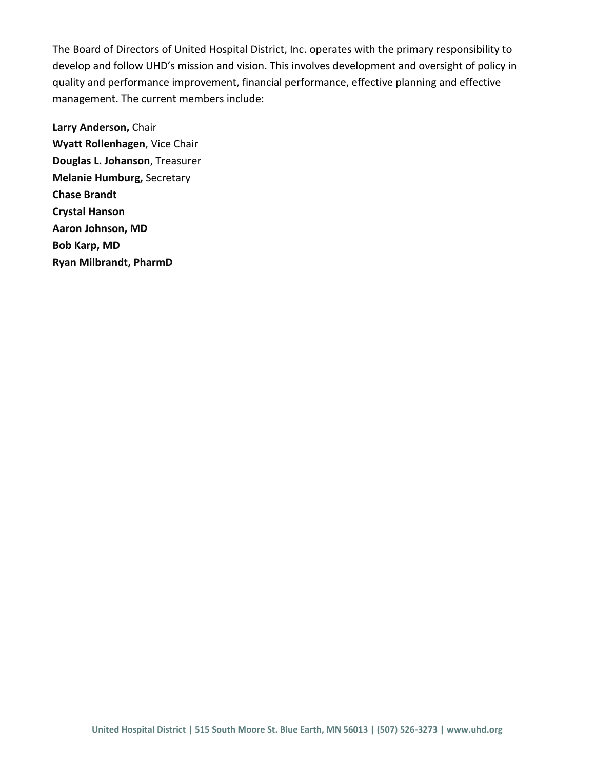The Board of Directors of United Hospital District, Inc. operates with the primary responsibility to develop and follow UHD's mission and vision. This involves development and oversight of policy in quality and performance improvement, financial performance, effective planning and effective management. The current members include:

**Larry Anderson,** Chair
**Wyatt Rollenhagen**, Vice Chair
**Douglas L. Johanson**, Treasurer
**Melanie Humburg,** Secretary
**Chase Brandt**
**Crystal Hanson**
**Aaron Johnson, MD**
**Bob Karp, MD**
**Ryan Milbrandt, PharmD**